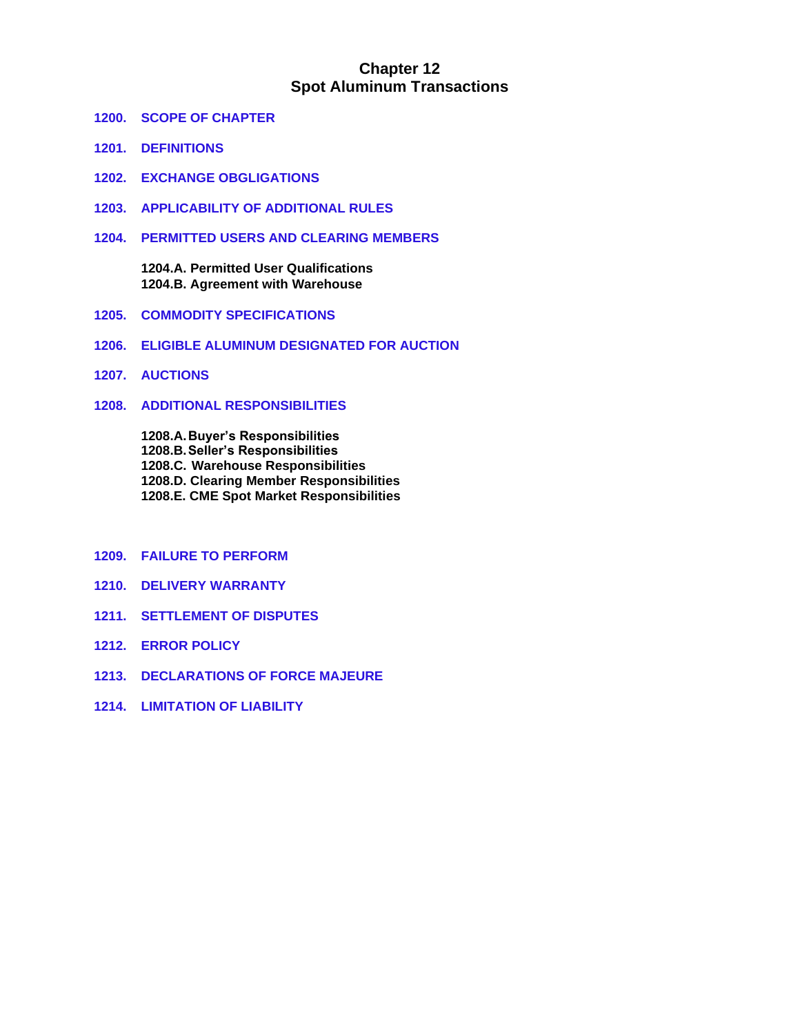# Chapter 12
# Spot Aluminum Transactions

1200. SCOPE OF CHAPTER

1201. DEFINITIONS

1202. EXCHANGE OBGLIGATIONS

1203. APPLICABILITY OF ADDITIONAL RULES

1204. PERMITTED USERS AND CLEARING MEMBERS

- **1204.A. Permitted User Qualifications**
- **1204.B. Agreement with Warehouse**

1205. COMMODITY SPECIFICATIONS

1206. ELIGIBLE ALUMINUM DESIGNATED FOR AUCTION

1207. AUCTIONS

1208. ADDITIONAL RESPONSIBILITIES

- **1208.A. Buyer's Responsibilities**
- **1208.B. Seller's Responsibilities**
- **1208.C. Warehouse Responsibilities**
- **1208.D. Clearing Member Responsibilities**
- **1208.E. CME Spot Market Responsibilities**

1209. FAILURE TO PERFORM

1210. DELIVERY WARRANTY

1211. SETTLEMENT OF DISPUTES

1212. ERROR POLICY

1213. DECLARATIONS OF FORCE MAJEURE

1214. LIMITATION OF LIABILITY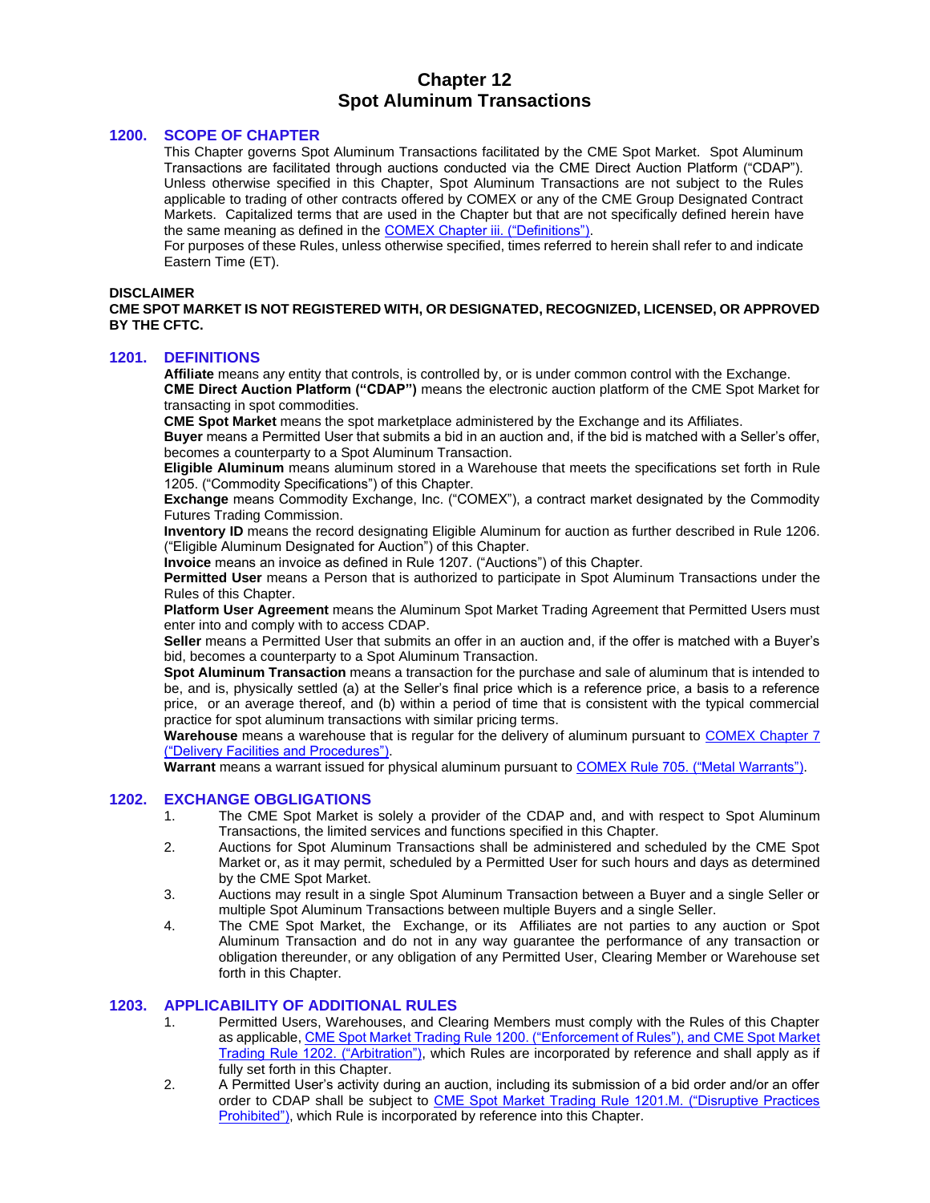# Chapter 12
# Spot Aluminum Transactions

## 1200. SCOPE OF CHAPTER

This Chapter governs Spot Aluminum Transactions facilitated by the CME Spot Market. Spot Aluminum Transactions are facilitated through auctions conducted via the CME Direct Auction Platform ("CDAP"). Unless otherwise specified in this Chapter, Spot Aluminum Transactions are not subject to the Rules applicable to trading of other contracts offered by COMEX or any of the CME Group Designated Contract Markets. Capitalized terms that are used in the Chapter but that are not specifically defined herein have the same meaning as defined in the COMEX Chapter iii. ("Definitions").

For purposes of these Rules, unless otherwise specified, times referred to herein shall refer to and indicate Eastern Time (ET).

**DISCLAIMER**

**CME SPOT MARKET IS NOT REGISTERED WITH, OR DESIGNATED, RECOGNIZED, LICENSED, OR APPROVED BY THE CFTC.**

## 1201. DEFINITIONS

**Affiliate** means any entity that controls, is controlled by, or is under common control with the Exchange.

**CME Direct Auction Platform ("CDAP")** means the electronic auction platform of the CME Spot Market for transacting in spot commodities.

**CME Spot Market** means the spot marketplace administered by the Exchange and its Affiliates.

**Buyer** means a Permitted User that submits a bid in an auction and, if the bid is matched with a Seller's offer, becomes a counterparty to a Spot Aluminum Transaction.

**Eligible Aluminum** means aluminum stored in a Warehouse that meets the specifications set forth in Rule 1205. ("Commodity Specifications") of this Chapter.

**Exchange** means Commodity Exchange, Inc. ("COMEX"), a contract market designated by the Commodity Futures Trading Commission.

**Inventory ID** means the record designating Eligible Aluminum for auction as further described in Rule 1206. ("Eligible Aluminum Designated for Auction") of this Chapter.

**Invoice** means an invoice as defined in Rule 1207. ("Auctions") of this Chapter.

**Permitted User** means a Person that is authorized to participate in Spot Aluminum Transactions under the Rules of this Chapter.

**Platform User Agreement** means the Aluminum Spot Market Trading Agreement that Permitted Users must enter into and comply with to access CDAP.

**Seller** means a Permitted User that submits an offer in an auction and, if the offer is matched with a Buyer's bid, becomes a counterparty to a Spot Aluminum Transaction.

**Spot Aluminum Transaction** means a transaction for the purchase and sale of aluminum that is intended to be, and is, physically settled (a) at the Seller's final price which is a reference price, a basis to a reference price, or an average thereof, and (b) within a period of time that is consistent with the typical commercial practice for spot aluminum transactions with similar pricing terms.

**Warehouse** means a warehouse that is regular for the delivery of aluminum pursuant to COMEX Chapter 7 ("Delivery Facilities and Procedures").

**Warrant** means a warrant issued for physical aluminum pursuant to COMEX Rule 705. ("Metal Warrants").

## 1202. EXCHANGE OBGLIGATIONS

1. The CME Spot Market is solely a provider of the CDAP and, and with respect to Spot Aluminum Transactions, the limited services and functions specified in this Chapter.
2. Auctions for Spot Aluminum Transactions shall be administered and scheduled by the CME Spot Market or, as it may permit, scheduled by a Permitted User for such hours and days as determined by the CME Spot Market.
3. Auctions may result in a single Spot Aluminum Transaction between a Buyer and a single Seller or multiple Spot Aluminum Transactions between multiple Buyers and a single Seller.
4. The CME Spot Market, the Exchange, or its Affiliates are not parties to any auction or Spot Aluminum Transaction and do not in any way guarantee the performance of any transaction or obligation thereunder, or any obligation of any Permitted User, Clearing Member or Warehouse set forth in this Chapter.

## 1203. APPLICABILITY OF ADDITIONAL RULES

1. Permitted Users, Warehouses, and Clearing Members must comply with the Rules of this Chapter as applicable, CME Spot Market Trading Rule 1200. ("Enforcement of Rules"), and CME Spot Market Trading Rule 1202. ("Arbitration"), which Rules are incorporated by reference and shall apply as if fully set forth in this Chapter.
2. A Permitted User's activity during an auction, including its submission of a bid order and/or an offer order to CDAP shall be subject to CME Spot Market Trading Rule 1201.M. ("Disruptive Practices Prohibited"), which Rule is incorporated by reference into this Chapter.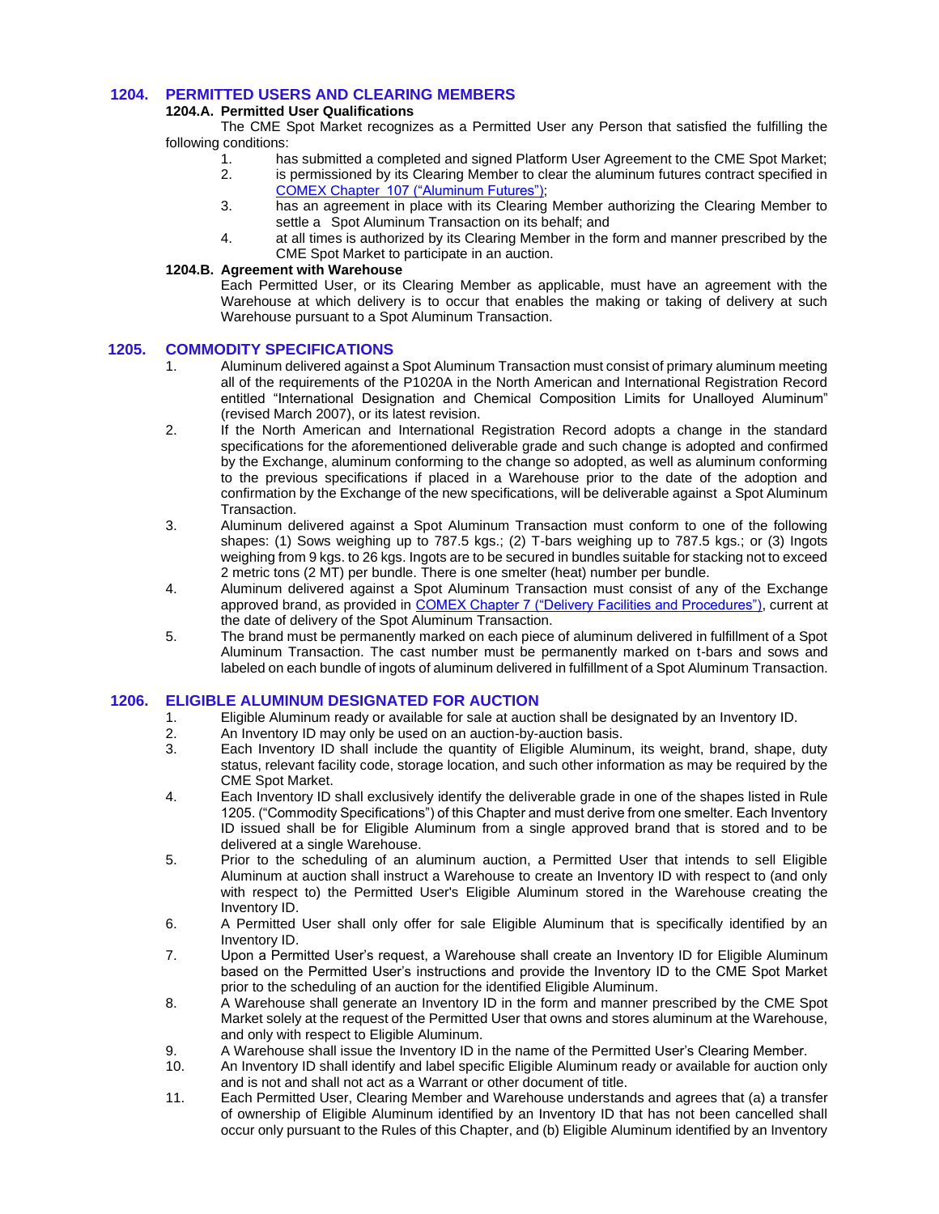## 1204. PERMITTED USERS AND CLEARING MEMBERS

### 1204.A. Permitted User Qualifications

The CME Spot Market recognizes as a Permitted User any Person that satisfied the fulfilling the following conditions:

1. has submitted a completed and signed Platform User Agreement to the CME Spot Market;
2. is permissioned by its Clearing Member to clear the aluminum futures contract specified in COMEX Chapter 107 ("Aluminum Futures");
3. has an agreement in place with its Clearing Member authorizing the Clearing Member to settle a Spot Aluminum Transaction on its behalf; and
4. at all times is authorized by its Clearing Member in the form and manner prescribed by the CME Spot Market to participate in an auction.

### 1204.B. Agreement with Warehouse

Each Permitted User, or its Clearing Member as applicable, must have an agreement with the Warehouse at which delivery is to occur that enables the making or taking of delivery at such Warehouse pursuant to a Spot Aluminum Transaction.

## 1205. COMMODITY SPECIFICATIONS

1. Aluminum delivered against a Spot Aluminum Transaction must consist of primary aluminum meeting all of the requirements of the P1020A in the North American and International Registration Record entitled "International Designation and Chemical Composition Limits for Unalloyed Aluminum" (revised March 2007), or its latest revision.
2. If the North American and International Registration Record adopts a change in the standard specifications for the aforementioned deliverable grade and such change is adopted and confirmed by the Exchange, aluminum conforming to the change so adopted, as well as aluminum conforming to the previous specifications if placed in a Warehouse prior to the date of the adoption and confirmation by the Exchange of the new specifications, will be deliverable against a Spot Aluminum Transaction.
3. Aluminum delivered against a Spot Aluminum Transaction must conform to one of the following shapes: (1) Sows weighing up to 787.5 kgs.; (2) T-bars weighing up to 787.5 kgs.; or (3) Ingots weighing from 9 kgs. to 26 kgs. Ingots are to be secured in bundles suitable for stacking not to exceed 2 metric tons (2 MT) per bundle. There is one smelter (heat) number per bundle.
4. Aluminum delivered against a Spot Aluminum Transaction must consist of any of the Exchange approved brand, as provided in COMEX Chapter 7 ("Delivery Facilities and Procedures"), current at the date of delivery of the Spot Aluminum Transaction.
5. The brand must be permanently marked on each piece of aluminum delivered in fulfillment of a Spot Aluminum Transaction. The cast number must be permanently marked on t-bars and sows and labeled on each bundle of ingots of aluminum delivered in fulfillment of a Spot Aluminum Transaction.

## 1206. ELIGIBLE ALUMINUM DESIGNATED FOR AUCTION

1. Eligible Aluminum ready or available for sale at auction shall be designated by an Inventory ID.
2. An Inventory ID may only be used on an auction-by-auction basis.
3. Each Inventory ID shall include the quantity of Eligible Aluminum, its weight, brand, shape, duty status, relevant facility code, storage location, and such other information as may be required by the CME Spot Market.
4. Each Inventory ID shall exclusively identify the deliverable grade in one of the shapes listed in Rule 1205. ("Commodity Specifications") of this Chapter and must derive from one smelter. Each Inventory ID issued shall be for Eligible Aluminum from a single approved brand that is stored and to be delivered at a single Warehouse.
5. Prior to the scheduling of an aluminum auction, a Permitted User that intends to sell Eligible Aluminum at auction shall instruct a Warehouse to create an Inventory ID with respect to (and only with respect to) the Permitted User's Eligible Aluminum stored in the Warehouse creating the Inventory ID.
6. A Permitted User shall only offer for sale Eligible Aluminum that is specifically identified by an Inventory ID.
7. Upon a Permitted User's request, a Warehouse shall create an Inventory ID for Eligible Aluminum based on the Permitted User's instructions and provide the Inventory ID to the CME Spot Market prior to the scheduling of an auction for the identified Eligible Aluminum.
8. A Warehouse shall generate an Inventory ID in the form and manner prescribed by the CME Spot Market solely at the request of the Permitted User that owns and stores aluminum at the Warehouse, and only with respect to Eligible Aluminum.
9. A Warehouse shall issue the Inventory ID in the name of the Permitted User's Clearing Member.
10. An Inventory ID shall identify and label specific Eligible Aluminum ready or available for auction only and is not and shall not act as a Warrant or other document of title.
11. Each Permitted User, Clearing Member and Warehouse understands and agrees that (a) a transfer of ownership of Eligible Aluminum identified by an Inventory ID that has not been cancelled shall occur only pursuant to the Rules of this Chapter, and (b) Eligible Aluminum identified by an Inventory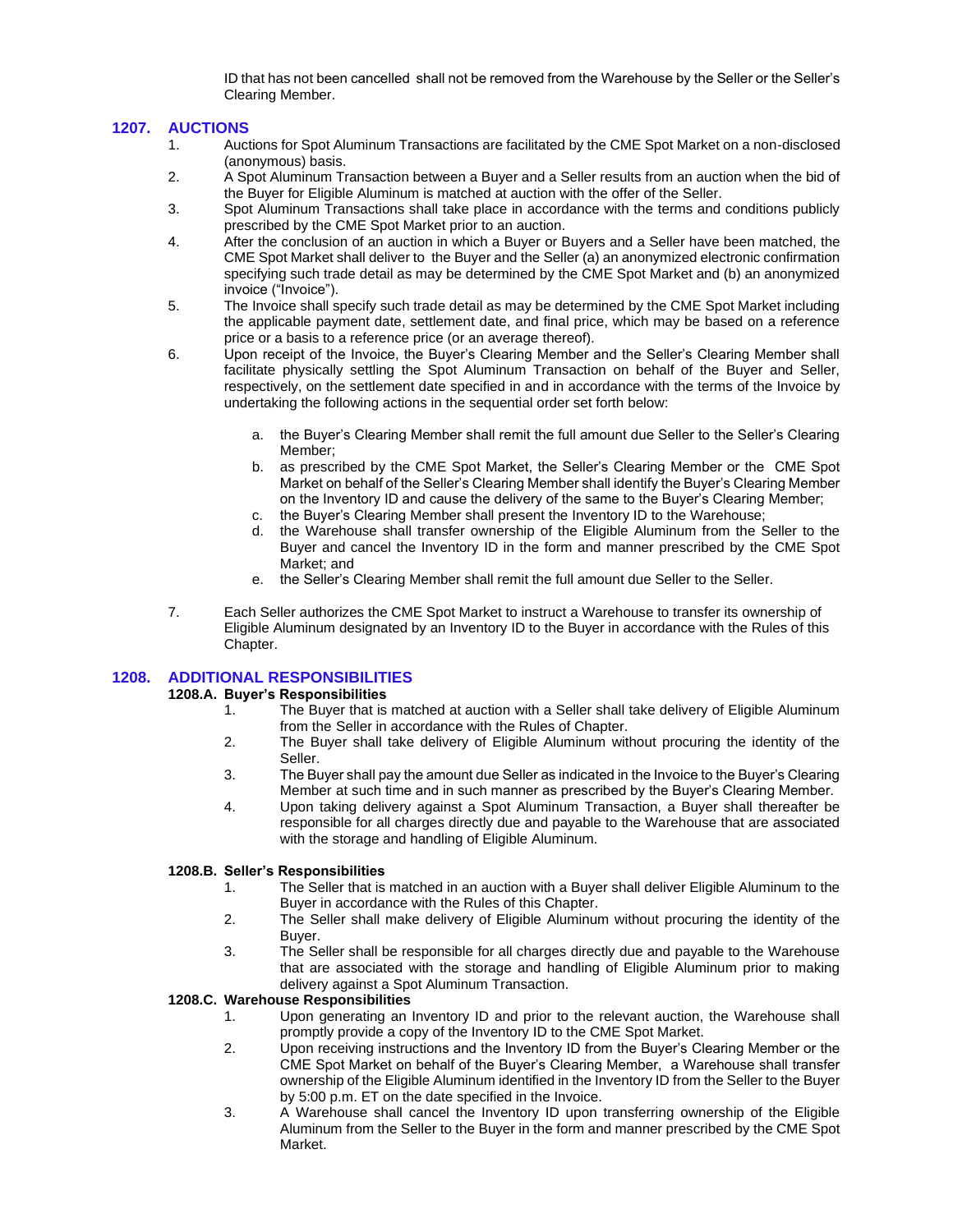ID that has not been cancelled shall not be removed from the Warehouse by the Seller or the Seller's Clearing Member.

## 1207. AUCTIONS

1. Auctions for Spot Aluminum Transactions are facilitated by the CME Spot Market on a non-disclosed (anonymous) basis.
2. A Spot Aluminum Transaction between a Buyer and a Seller results from an auction when the bid of the Buyer for Eligible Aluminum is matched at auction with the offer of the Seller.
3. Spot Aluminum Transactions shall take place in accordance with the terms and conditions publicly prescribed by the CME Spot Market prior to an auction.
4. After the conclusion of an auction in which a Buyer or Buyers and a Seller have been matched, the CME Spot Market shall deliver to the Buyer and the Seller (a) an anonymized electronic confirmation specifying such trade detail as may be determined by the CME Spot Market and (b) an anonymized invoice ("Invoice").
5. The Invoice shall specify such trade detail as may be determined by the CME Spot Market including the applicable payment date, settlement date, and final price, which may be based on a reference price or a basis to a reference price (or an average thereof).
6. Upon receipt of the Invoice, the Buyer's Clearing Member and the Seller's Clearing Member shall facilitate physically settling the Spot Aluminum Transaction on behalf of the Buyer and Seller, respectively, on the settlement date specified in and in accordance with the terms of the Invoice by undertaking the following actions in the sequential order set forth below:

    a. the Buyer's Clearing Member shall remit the full amount due Seller to the Seller's Clearing Member;
    b. as prescribed by the CME Spot Market, the Seller's Clearing Member or the CME Spot Market on behalf of the Seller's Clearing Member shall identify the Buyer's Clearing Member on the Inventory ID and cause the delivery of the same to the Buyer's Clearing Member;
    c. the Buyer's Clearing Member shall present the Inventory ID to the Warehouse;
    d. the Warehouse shall transfer ownership of the Eligible Aluminum from the Seller to the Buyer and cancel the Inventory ID in the form and manner prescribed by the CME Spot Market; and
    e. the Seller's Clearing Member shall remit the full amount due Seller to the Seller.

7. Each Seller authorizes the CME Spot Market to instruct a Warehouse to transfer its ownership of Eligible Aluminum designated by an Inventory ID to the Buyer in accordance with the Rules of this Chapter.

## 1208. ADDITIONAL RESPONSIBILITIES

### 1208.A. Buyer's Responsibilities

1. The Buyer that is matched at auction with a Seller shall take delivery of Eligible Aluminum from the Seller in accordance with the Rules of Chapter.
2. The Buyer shall take delivery of Eligible Aluminum without procuring the identity of the Seller.
3. The Buyer shall pay the amount due Seller as indicated in the Invoice to the Buyer's Clearing Member at such time and in such manner as prescribed by the Buyer's Clearing Member.
4. Upon taking delivery against a Spot Aluminum Transaction, a Buyer shall thereafter be responsible for all charges directly due and payable to the Warehouse that are associated with the storage and handling of Eligible Aluminum.

### 1208.B. Seller's Responsibilities

1. The Seller that is matched in an auction with a Buyer shall deliver Eligible Aluminum to the Buyer in accordance with the Rules of this Chapter.
2. The Seller shall make delivery of Eligible Aluminum without procuring the identity of the Buyer.
3. The Seller shall be responsible for all charges directly due and payable to the Warehouse that are associated with the storage and handling of Eligible Aluminum prior to making delivery against a Spot Aluminum Transaction.

### 1208.C. Warehouse Responsibilities

1. Upon generating an Inventory ID and prior to the relevant auction, the Warehouse shall promptly provide a copy of the Inventory ID to the CME Spot Market.
2. Upon receiving instructions and the Inventory ID from the Buyer's Clearing Member or the CME Spot Market on behalf of the Buyer's Clearing Member, a Warehouse shall transfer ownership of the Eligible Aluminum identified in the Inventory ID from the Seller to the Buyer by 5:00 p.m. ET on the date specified in the Invoice.
3. A Warehouse shall cancel the Inventory ID upon transferring ownership of the Eligible Aluminum from the Seller to the Buyer in the form and manner prescribed by the CME Spot Market.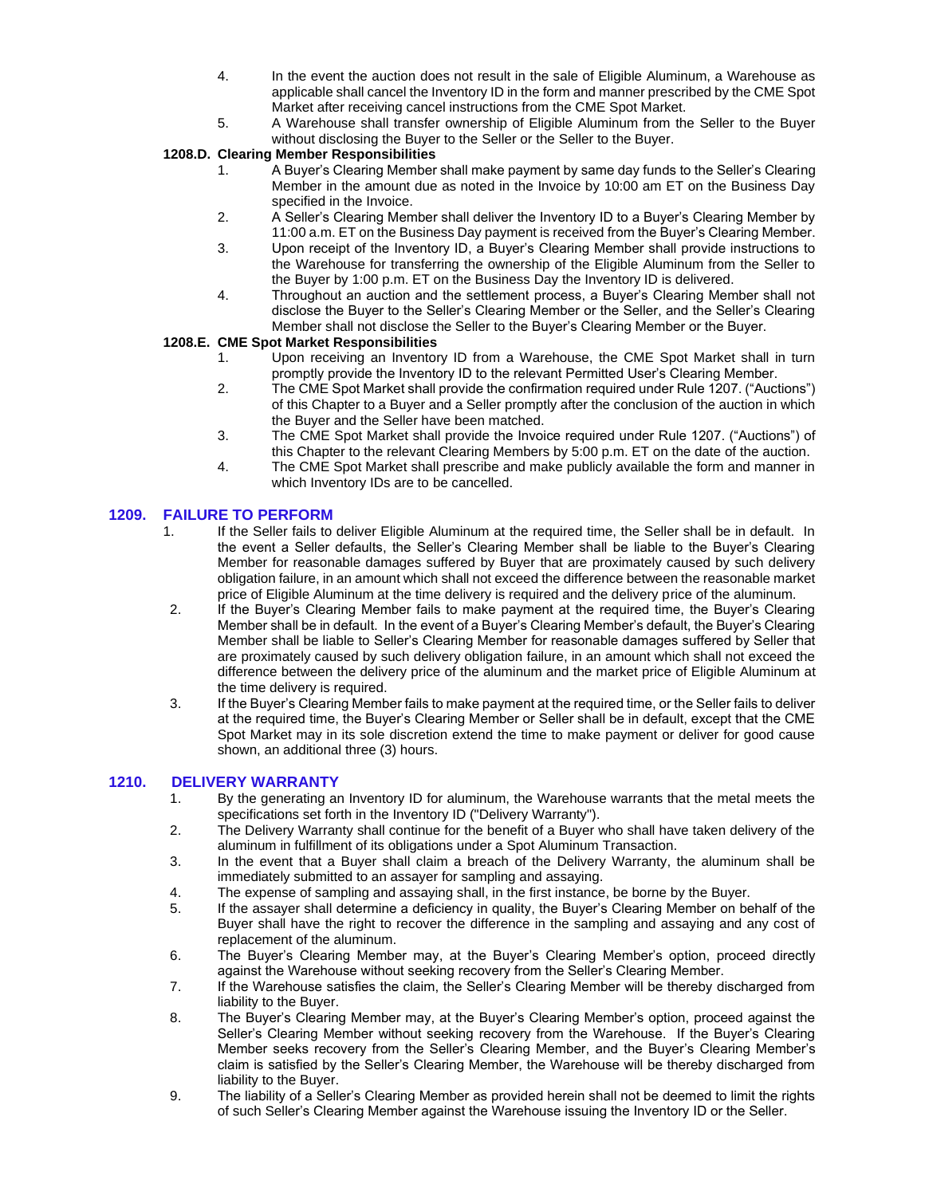4. In the event the auction does not result in the sale of Eligible Aluminum, a Warehouse as applicable shall cancel the Inventory ID in the form and manner prescribed by the CME Spot Market after receiving cancel instructions from the CME Spot Market.
5. A Warehouse shall transfer ownership of Eligible Aluminum from the Seller to the Buyer without disclosing the Buyer to the Seller or the Seller to the Buyer.

**1208.D. Clearing Member Responsibilities**

1. A Buyer's Clearing Member shall make payment by same day funds to the Seller's Clearing Member in the amount due as noted in the Invoice by 10:00 am ET on the Business Day specified in the Invoice.
2. A Seller's Clearing Member shall deliver the Inventory ID to a Buyer's Clearing Member by 11:00 a.m. ET on the Business Day payment is received from the Buyer's Clearing Member.
3. Upon receipt of the Inventory ID, a Buyer's Clearing Member shall provide instructions to the Warehouse for transferring the ownership of the Eligible Aluminum from the Seller to the Buyer by 1:00 p.m. ET on the Business Day the Inventory ID is delivered.
4. Throughout an auction and the settlement process, a Buyer's Clearing Member shall not disclose the Buyer to the Seller's Clearing Member or the Seller, and the Seller's Clearing Member shall not disclose the Seller to the Buyer's Clearing Member or the Buyer.

**1208.E. CME Spot Market Responsibilities**

1. Upon receiving an Inventory ID from a Warehouse, the CME Spot Market shall in turn promptly provide the Inventory ID to the relevant Permitted User's Clearing Member.
2. The CME Spot Market shall provide the confirmation required under Rule 1207. ("Auctions") of this Chapter to a Buyer and a Seller promptly after the conclusion of the auction in which the Buyer and the Seller have been matched.
3. The CME Spot Market shall provide the Invoice required under Rule 1207. ("Auctions") of this Chapter to the relevant Clearing Members by 5:00 p.m. ET on the date of the auction.
4. The CME Spot Market shall prescribe and make publicly available the form and manner in which Inventory IDs are to be cancelled.

## 1209. FAILURE TO PERFORM

1. If the Seller fails to deliver Eligible Aluminum at the required time, the Seller shall be in default. In the event a Seller defaults, the Seller's Clearing Member shall be liable to the Buyer's Clearing Member for reasonable damages suffered by Buyer that are proximately caused by such delivery obligation failure, in an amount which shall not exceed the difference between the reasonable market price of Eligible Aluminum at the time delivery is required and the delivery price of the aluminum.
2. If the Buyer's Clearing Member fails to make payment at the required time, the Buyer's Clearing Member shall be in default. In the event of a Buyer's Clearing Member's default, the Buyer's Clearing Member shall be liable to Seller's Clearing Member for reasonable damages suffered by Seller that are proximately caused by such delivery obligation failure, in an amount which shall not exceed the difference between the delivery price of the aluminum and the market price of Eligible Aluminum at the time delivery is required.
3. If the Buyer's Clearing Member fails to make payment at the required time, or the Seller fails to deliver at the required time, the Buyer's Clearing Member or Seller shall be in default, except that the CME Spot Market may in its sole discretion extend the time to make payment or deliver for good cause shown, an additional three (3) hours.

## 1210. DELIVERY WARRANTY

1. By the generating an Inventory ID for aluminum, the Warehouse warrants that the metal meets the specifications set forth in the Inventory ID ("Delivery Warranty").
2. The Delivery Warranty shall continue for the benefit of a Buyer who shall have taken delivery of the aluminum in fulfillment of its obligations under a Spot Aluminum Transaction.
3. In the event that a Buyer shall claim a breach of the Delivery Warranty, the aluminum shall be immediately submitted to an assayer for sampling and assaying.
4. The expense of sampling and assaying shall, in the first instance, be borne by the Buyer.
5. If the assayer shall determine a deficiency in quality, the Buyer's Clearing Member on behalf of the Buyer shall have the right to recover the difference in the sampling and assaying and any cost of replacement of the aluminum.
6. The Buyer's Clearing Member may, at the Buyer's Clearing Member's option, proceed directly against the Warehouse without seeking recovery from the Seller's Clearing Member.
7. If the Warehouse satisfies the claim, the Seller's Clearing Member will be thereby discharged from liability to the Buyer.
8. The Buyer's Clearing Member may, at the Buyer's Clearing Member's option, proceed against the Seller's Clearing Member without seeking recovery from the Warehouse. If the Buyer's Clearing Member seeks recovery from the Seller's Clearing Member, and the Buyer's Clearing Member's claim is satisfied by the Seller's Clearing Member, the Warehouse will be thereby discharged from liability to the Buyer.
9. The liability of a Seller's Clearing Member as provided herein shall not be deemed to limit the rights of such Seller's Clearing Member against the Warehouse issuing the Inventory ID or the Seller.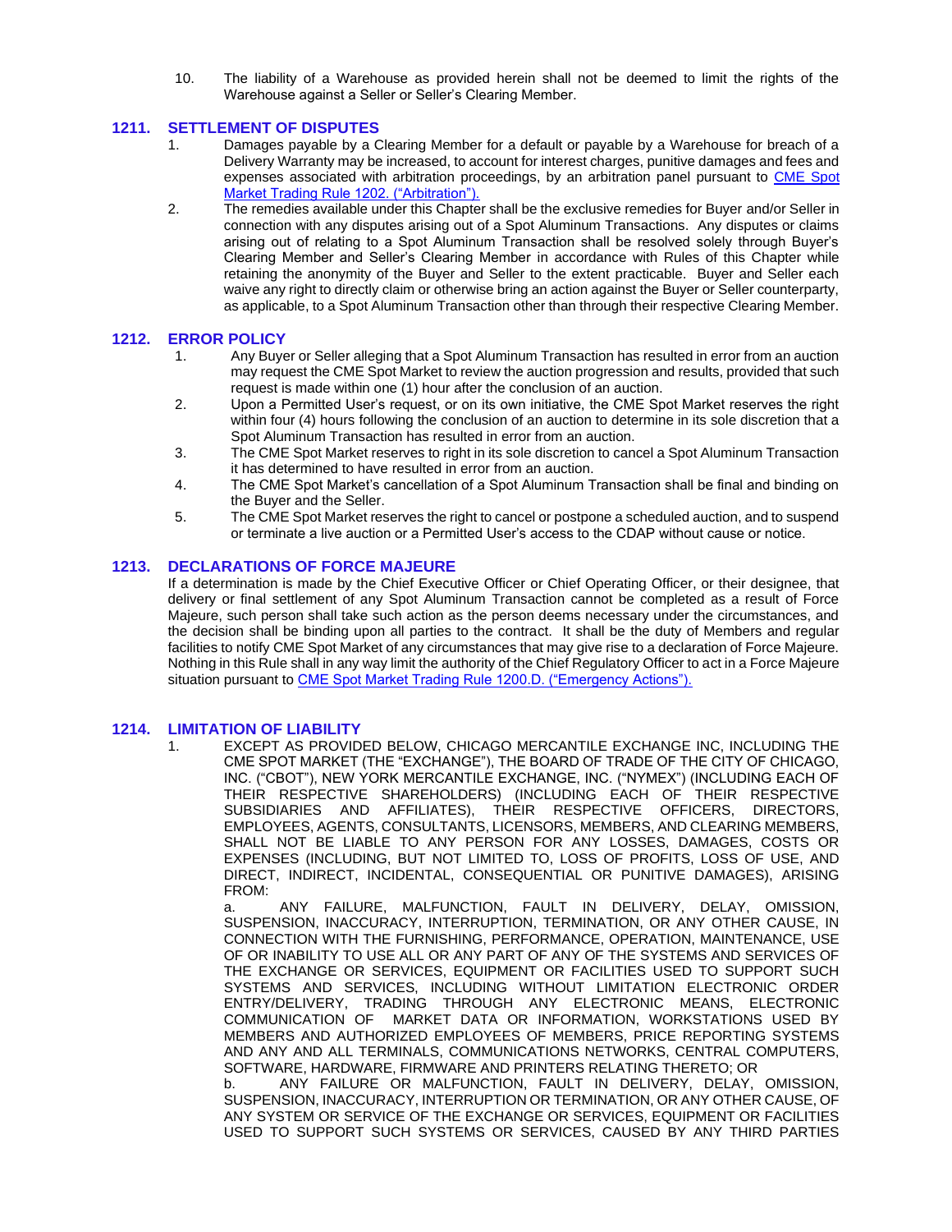10. The liability of a Warehouse as provided herein shall not be deemed to limit the rights of the Warehouse against a Seller or Seller's Clearing Member.

## 1211. SETTLEMENT OF DISPUTES

1. Damages payable by a Clearing Member for a default or payable by a Warehouse for breach of a Delivery Warranty may be increased, to account for interest charges, punitive damages and fees and expenses associated with arbitration proceedings, by an arbitration panel pursuant to CME Spot Market Trading Rule 1202. ("Arbitration").
2. The remedies available under this Chapter shall be the exclusive remedies for Buyer and/or Seller in connection with any disputes arising out of a Spot Aluminum Transactions. Any disputes or claims arising out of relating to a Spot Aluminum Transaction shall be resolved solely through Buyer's Clearing Member and Seller's Clearing Member in accordance with Rules of this Chapter while retaining the anonymity of the Buyer and Seller to the extent practicable. Buyer and Seller each waive any right to directly claim or otherwise bring an action against the Buyer or Seller counterparty, as applicable, to a Spot Aluminum Transaction other than through their respective Clearing Member.

## 1212. ERROR POLICY

1. Any Buyer or Seller alleging that a Spot Aluminum Transaction has resulted in error from an auction may request the CME Spot Market to review the auction progression and results, provided that such request is made within one (1) hour after the conclusion of an auction.
2. Upon a Permitted User's request, or on its own initiative, the CME Spot Market reserves the right within four (4) hours following the conclusion of an auction to determine in its sole discretion that a Spot Aluminum Transaction has resulted in error from an auction.
3. The CME Spot Market reserves to right in its sole discretion to cancel a Spot Aluminum Transaction it has determined to have resulted in error from an auction.
4. The CME Spot Market's cancellation of a Spot Aluminum Transaction shall be final and binding on the Buyer and the Seller.
5. The CME Spot Market reserves the right to cancel or postpone a scheduled auction, and to suspend or terminate a live auction or a Permitted User's access to the CDAP without cause or notice.

## 1213. DECLARATIONS OF FORCE MAJEURE

If a determination is made by the Chief Executive Officer or Chief Operating Officer, or their designee, that delivery or final settlement of any Spot Aluminum Transaction cannot be completed as a result of Force Majeure, such person shall take such action as the person deems necessary under the circumstances, and the decision shall be binding upon all parties to the contract. It shall be the duty of Members and regular facilities to notify CME Spot Market of any circumstances that may give rise to a declaration of Force Majeure. Nothing in this Rule shall in any way limit the authority of the Chief Regulatory Officer to act in a Force Majeure situation pursuant to CME Spot Market Trading Rule 1200.D. ("Emergency Actions").

## 1214. LIMITATION OF LIABILITY

1. EXCEPT AS PROVIDED BELOW, CHICAGO MERCANTILE EXCHANGE INC, INCLUDING THE CME SPOT MARKET (THE "EXCHANGE"), THE BOARD OF TRADE OF THE CITY OF CHICAGO, INC. ("CBOT"), NEW YORK MERCANTILE EXCHANGE, INC. ("NYMEX") (INCLUDING EACH OF THEIR RESPECTIVE SHAREHOLDERS) (INCLUDING EACH OF THEIR RESPECTIVE SUBSIDIARIES AND AFFILIATES), THEIR RESPECTIVE OFFICERS, DIRECTORS, EMPLOYEES, AGENTS, CONSULTANTS, LICENSORS, MEMBERS, AND CLEARING MEMBERS, SHALL NOT BE LIABLE TO ANY PERSON FOR ANY LOSSES, DAMAGES, COSTS OR EXPENSES (INCLUDING, BUT NOT LIMITED TO, LOSS OF PROFITS, LOSS OF USE, AND DIRECT, INDIRECT, INCIDENTAL, CONSEQUENTIAL OR PUNITIVE DAMAGES), ARISING FROM:

   a. ANY FAILURE, MALFUNCTION, FAULT IN DELIVERY, DELAY, OMISSION, SUSPENSION, INACCURACY, INTERRUPTION, TERMINATION, OR ANY OTHER CAUSE, IN CONNECTION WITH THE FURNISHING, PERFORMANCE, OPERATION, MAINTENANCE, USE OF OR INABILITY TO USE ALL OR ANY PART OF ANY OF THE SYSTEMS AND SERVICES OF THE EXCHANGE OR SERVICES, EQUIPMENT OR FACILITIES USED TO SUPPORT SUCH SYSTEMS AND SERVICES, INCLUDING WITHOUT LIMITATION ELECTRONIC ORDER ENTRY/DELIVERY, TRADING THROUGH ANY ELECTRONIC MEANS, ELECTRONIC COMMUNICATION OF MARKET DATA OR INFORMATION, WORKSTATIONS USED BY MEMBERS AND AUTHORIZED EMPLOYEES OF MEMBERS, PRICE REPORTING SYSTEMS AND ANY AND ALL TERMINALS, COMMUNICATIONS NETWORKS, CENTRAL COMPUTERS, SOFTWARE, HARDWARE, FIRMWARE AND PRINTERS RELATING THERETO; OR

   b. ANY FAILURE OR MALFUNCTION, FAULT IN DELIVERY, DELAY, OMISSION, SUSPENSION, INACCURACY, INTERRUPTION OR TERMINATION, OR ANY OTHER CAUSE, OF ANY SYSTEM OR SERVICE OF THE EXCHANGE OR SERVICES, EQUIPMENT OR FACILITIES USED TO SUPPORT SUCH SYSTEMS OR SERVICES, CAUSED BY ANY THIRD PARTIES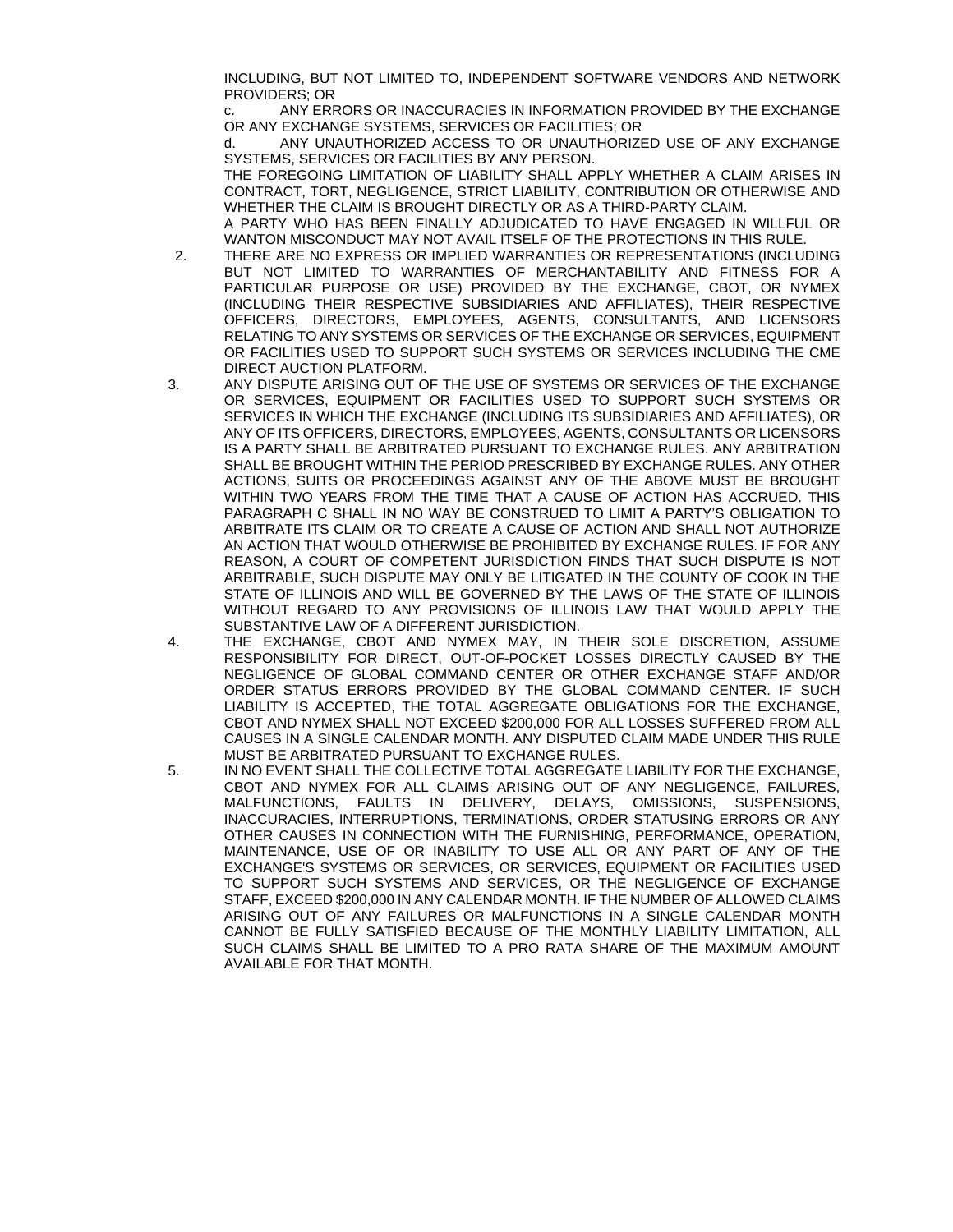INCLUDING, BUT NOT LIMITED TO, INDEPENDENT SOFTWARE VENDORS AND NETWORK PROVIDERS; OR

c. ANY ERRORS OR INACCURACIES IN INFORMATION PROVIDED BY THE EXCHANGE OR ANY EXCHANGE SYSTEMS, SERVICES OR FACILITIES; OR

d. ANY UNAUTHORIZED ACCESS TO OR UNAUTHORIZED USE OF ANY EXCHANGE SYSTEMS, SERVICES OR FACILITIES BY ANY PERSON.

THE FOREGOING LIMITATION OF LIABILITY SHALL APPLY WHETHER A CLAIM ARISES IN CONTRACT, TORT, NEGLIGENCE, STRICT LIABILITY, CONTRIBUTION OR OTHERWISE AND WHETHER THE CLAIM IS BROUGHT DIRECTLY OR AS A THIRD-PARTY CLAIM.

A PARTY WHO HAS BEEN FINALLY ADJUDICATED TO HAVE ENGAGED IN WILLFUL OR WANTON MISCONDUCT MAY NOT AVAIL ITSELF OF THE PROTECTIONS IN THIS RULE.

2. THERE ARE NO EXPRESS OR IMPLIED WARRANTIES OR REPRESENTATIONS (INCLUDING BUT NOT LIMITED TO WARRANTIES OF MERCHANTABILITY AND FITNESS FOR A PARTICULAR PURPOSE OR USE) PROVIDED BY THE EXCHANGE, CBOT, OR NYMEX (INCLUDING THEIR RESPECTIVE SUBSIDIARIES AND AFFILIATES), THEIR RESPECTIVE OFFICERS, DIRECTORS, EMPLOYEES, AGENTS, CONSULTANTS, AND LICENSORS RELATING TO ANY SYSTEMS OR SERVICES OF THE EXCHANGE OR SERVICES, EQUIPMENT OR FACILITIES USED TO SUPPORT SUCH SYSTEMS OR SERVICES INCLUDING THE CME DIRECT AUCTION PLATFORM.

3. ANY DISPUTE ARISING OUT OF THE USE OF SYSTEMS OR SERVICES OF THE EXCHANGE OR SERVICES, EQUIPMENT OR FACILITIES USED TO SUPPORT SUCH SYSTEMS OR SERVICES IN WHICH THE EXCHANGE (INCLUDING ITS SUBSIDIARIES AND AFFILIATES), OR ANY OF ITS OFFICERS, DIRECTORS, EMPLOYEES, AGENTS, CONSULTANTS OR LICENSORS IS A PARTY SHALL BE ARBITRATED PURSUANT TO EXCHANGE RULES. ANY ARBITRATION SHALL BE BROUGHT WITHIN THE PERIOD PRESCRIBED BY EXCHANGE RULES. ANY OTHER ACTIONS, SUITS OR PROCEEDINGS AGAINST ANY OF THE ABOVE MUST BE BROUGHT WITHIN TWO YEARS FROM THE TIME THAT A CAUSE OF ACTION HAS ACCRUED. THIS PARAGRAPH C SHALL IN NO WAY BE CONSTRUED TO LIMIT A PARTY'S OBLIGATION TO ARBITRATE ITS CLAIM OR TO CREATE A CAUSE OF ACTION AND SHALL NOT AUTHORIZE AN ACTION THAT WOULD OTHERWISE BE PROHIBITED BY EXCHANGE RULES. IF FOR ANY REASON, A COURT OF COMPETENT JURISDICTION FINDS THAT SUCH DISPUTE IS NOT ARBITRABLE, SUCH DISPUTE MAY ONLY BE LITIGATED IN THE COUNTY OF COOK IN THE STATE OF ILLINOIS AND WILL BE GOVERNED BY THE LAWS OF THE STATE OF ILLINOIS WITHOUT REGARD TO ANY PROVISIONS OF ILLINOIS LAW THAT WOULD APPLY THE SUBSTANTIVE LAW OF A DIFFERENT JURISDICTION.

4. THE EXCHANGE, CBOT AND NYMEX MAY, IN THEIR SOLE DISCRETION, ASSUME RESPONSIBILITY FOR DIRECT, OUT-OF-POCKET LOSSES DIRECTLY CAUSED BY THE NEGLIGENCE OF GLOBAL COMMAND CENTER OR OTHER EXCHANGE STAFF AND/OR ORDER STATUS ERRORS PROVIDED BY THE GLOBAL COMMAND CENTER. IF SUCH LIABILITY IS ACCEPTED, THE TOTAL AGGREGATE OBLIGATIONS FOR THE EXCHANGE, CBOT AND NYMEX SHALL NOT EXCEED $200,000 FOR ALL LOSSES SUFFERED FROM ALL CAUSES IN A SINGLE CALENDAR MONTH. ANY DISPUTED CLAIM MADE UNDER THIS RULE MUST BE ARBITRATED PURSUANT TO EXCHANGE RULES.

5. IN NO EVENT SHALL THE COLLECTIVE TOTAL AGGREGATE LIABILITY FOR THE EXCHANGE, CBOT AND NYMEX FOR ALL CLAIMS ARISING OUT OF ANY NEGLIGENCE, FAILURES, MALFUNCTIONS, FAULTS IN DELIVERY, DELAYS, OMISSIONS, SUSPENSIONS, INACCURACIES, INTERRUPTIONS, TERMINATIONS, ORDER STATUSING ERRORS OR ANY OTHER CAUSES IN CONNECTION WITH THE FURNISHING, PERFORMANCE, OPERATION, MAINTENANCE, USE OF OR INABILITY TO USE ALL OR ANY PART OF ANY OF THE EXCHANGE'S SYSTEMS OR SERVICES, OR SERVICES, EQUIPMENT OR FACILITIES USED TO SUPPORT SUCH SYSTEMS AND SERVICES, OR THE NEGLIGENCE OF EXCHANGE STAFF, EXCEED $200,000 IN ANY CALENDAR MONTH. IF THE NUMBER OF ALLOWED CLAIMS ARISING OUT OF ANY FAILURES OR MALFUNCTIONS IN A SINGLE CALENDAR MONTH CANNOT BE FULLY SATISFIED BECAUSE OF THE MONTHLY LIABILITY LIMITATION, ALL SUCH CLAIMS SHALL BE LIMITED TO A PRO RATA SHARE OF THE MAXIMUM AMOUNT AVAILABLE FOR THAT MONTH.